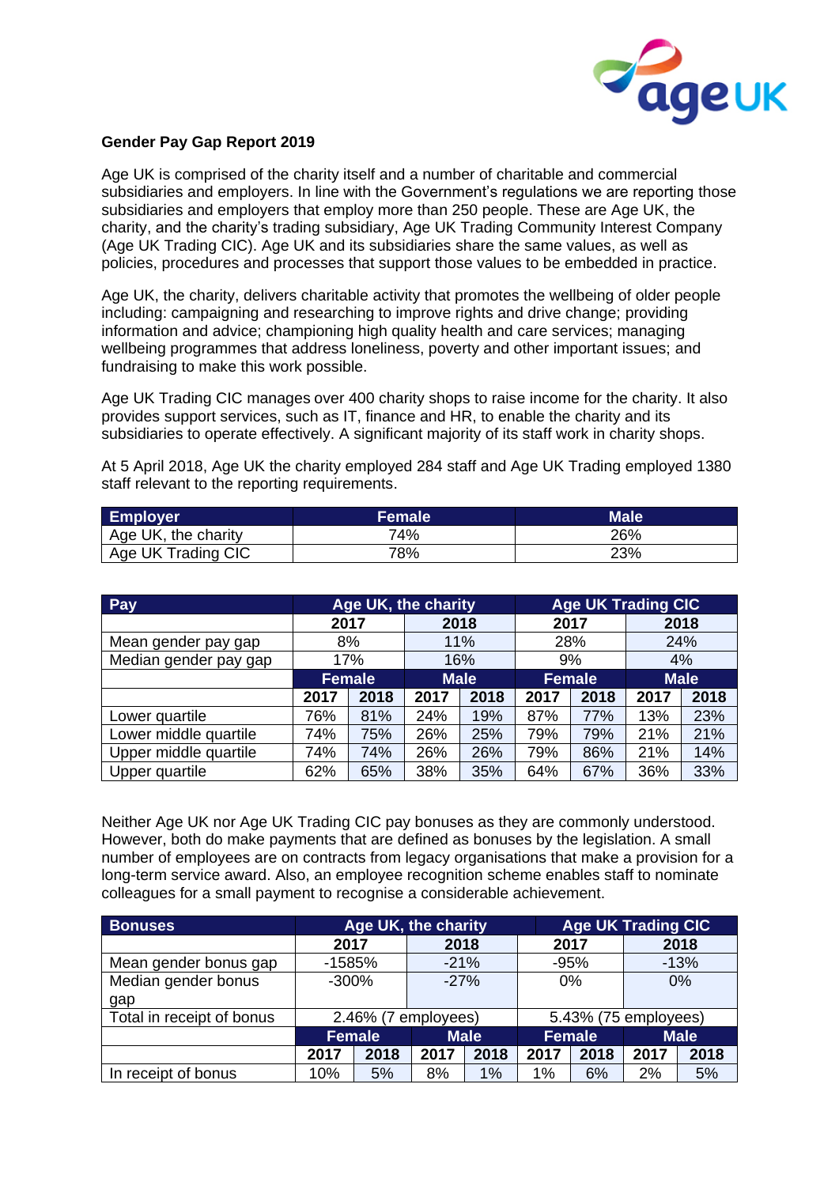# Gender Pay Gap Report 2019

Age UK is comprised of the charity itself and a number of charitable and commercial subsidiaries and employers. In line with the Government's regulations we are reporting those subsidiaries and employers that employ more than 250 people. These are Age UK, the charity, and the charity's trading subsidiary, Age UK Trading Community Interest Company (Age UK Trading CIC). Age UK and its subsidiaries share the same values, as well as policies, procedures and processes that support those values to be embedded in practice.

Age UK, the charity, delivers charitable activity that promotes the wellbeing of older people including: campaigning and researching to improve rights and drive change; providing information and advice; championing high quality health and care services; managing wellbeing programmes that address loneliness, poverty and other important issues; and fundraising to make this work possible.

Age UK Trading CIC manages over 400 charity shops to raise income for the charity. It also provides support services, such as IT, finance and HR, to enable the charity and its subsidiaries to operate effectively. A significant majority of its staff work in charity shops.

At 5 April 2018, Age UK the charity employed 284 staff and Age UK Trading employed 1380 staff relevant to the reporting requirements.

| Employer | Female | Male |
|---|---|---|
| Age UK, the charity | 74% | 26% |
| Age UK Trading CIC | 78% | 23% |

| Pay | Age UK, the charity | | | | Age UK Trading CIC | | | |
|---|---|---|---|---|---|---|---|---|
| | 2017 | | 2018 | | 2017 | | 2018 | |
| Mean gender pay gap | 8% | | 11% | | 28% | | 24% | |
| Median gender pay gap | 17% | | 16% | | 9% | | 4% | |
| | Female | | Male | | Female | | Male | |
| | 2017 | 2018 | 2017 | 2018 | 2017 | 2018 | 2017 | 2018 |
| Lower quartile | 76% | 81% | 24% | 19% | 87% | 77% | 13% | 23% |
| Lower middle quartile | 74% | 75% | 26% | 25% | 79% | 79% | 21% | 21% |
| Upper middle quartile | 74% | 74% | 26% | 26% | 79% | 86% | 21% | 14% |
| Upper quartile | 62% | 65% | 38% | 35% | 64% | 67% | 36% | 33% |

Neither Age UK nor Age UK Trading CIC pay bonuses as they are commonly understood. However, both do make payments that are defined as bonuses by the legislation. A small number of employees are on contracts from legacy organisations that make a provision for a long-term service award. Also, an employee recognition scheme enables staff to nominate colleagues for a small payment to recognise a considerable achievement.

| Bonuses | Age UK, the charity | | | | Age UK Trading CIC | | | |
|---|---|---|---|---|---|---|---|---|
| | 2017 | | 2018 | | 2017 | | 2018 | |
| Mean gender bonus gap | -1585% | | -21% | | -95% | | -13% | |
| Median gender bonus gap | -300% | | -27% | | 0% | | 0% | |
| Total in receipt of bonus | 2.46% (7 employees) | | | | 5.43% (75 employees) | | | |
| | Female | | Male | | Female | | Male | |
| | 2017 | 2018 | 2017 | 2018 | 2017 | 2018 | 2017 | 2018 |
| In receipt of bonus | 10% | 5% | 8% | 1% | 1% | 6% | 2% | 5% |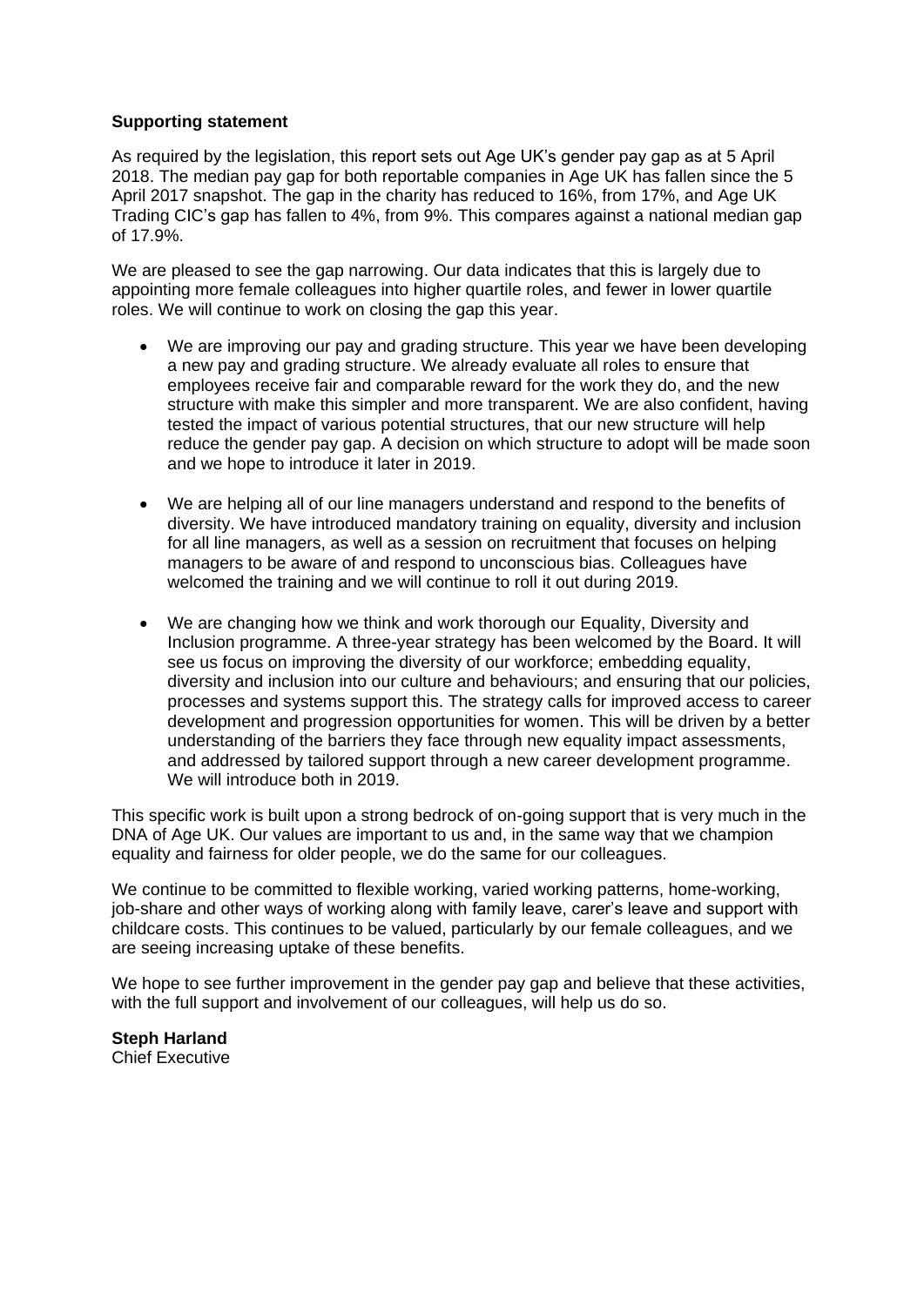**Supporting statement**

As required by the legislation, this report sets out Age UK's gender pay gap as at 5 April 2018. The median pay gap for both reportable companies in Age UK has fallen since the 5 April 2017 snapshot. The gap in the charity has reduced to 16%, from 17%, and Age UK Trading CIC's gap has fallen to 4%, from 9%. This compares against a national median gap of 17.9%.

We are pleased to see the gap narrowing. Our data indicates that this is largely due to appointing more female colleagues into higher quartile roles, and fewer in lower quartile roles. We will continue to work on closing the gap this year.

- We are improving our pay and grading structure. This year we have been developing a new pay and grading structure. We already evaluate all roles to ensure that employees receive fair and comparable reward for the work they do, and the new structure with make this simpler and more transparent. We are also confident, having tested the impact of various potential structures, that our new structure will help reduce the gender pay gap. A decision on which structure to adopt will be made soon and we hope to introduce it later in 2019.

- We are helping all of our line managers understand and respond to the benefits of diversity. We have introduced mandatory training on equality, diversity and inclusion for all line managers, as well as a session on recruitment that focuses on helping managers to be aware of and respond to unconscious bias. Colleagues have welcomed the training and we will continue to roll it out during 2019.

- We are changing how we think and work thorough our Equality, Diversity and Inclusion programme. A three-year strategy has been welcomed by the Board. It will see us focus on improving the diversity of our workforce; embedding equality, diversity and inclusion into our culture and behaviours; and ensuring that our policies, processes and systems support this. The strategy calls for improved access to career development and progression opportunities for women. This will be driven by a better understanding of the barriers they face through new equality impact assessments, and addressed by tailored support through a new career development programme. We will introduce both in 2019.

This specific work is built upon a strong bedrock of on-going support that is very much in the DNA of Age UK. Our values are important to us and, in the same way that we champion equality and fairness for older people, we do the same for our colleagues.

We continue to be committed to flexible working, varied working patterns, home-working, job-share and other ways of working along with family leave, carer's leave and support with childcare costs. This continues to be valued, particularly by our female colleagues, and we are seeing increasing uptake of these benefits.

We hope to see further improvement in the gender pay gap and believe that these activities, with the full support and involvement of our colleagues, will help us do so.

**Steph Harland**
Chief Executive